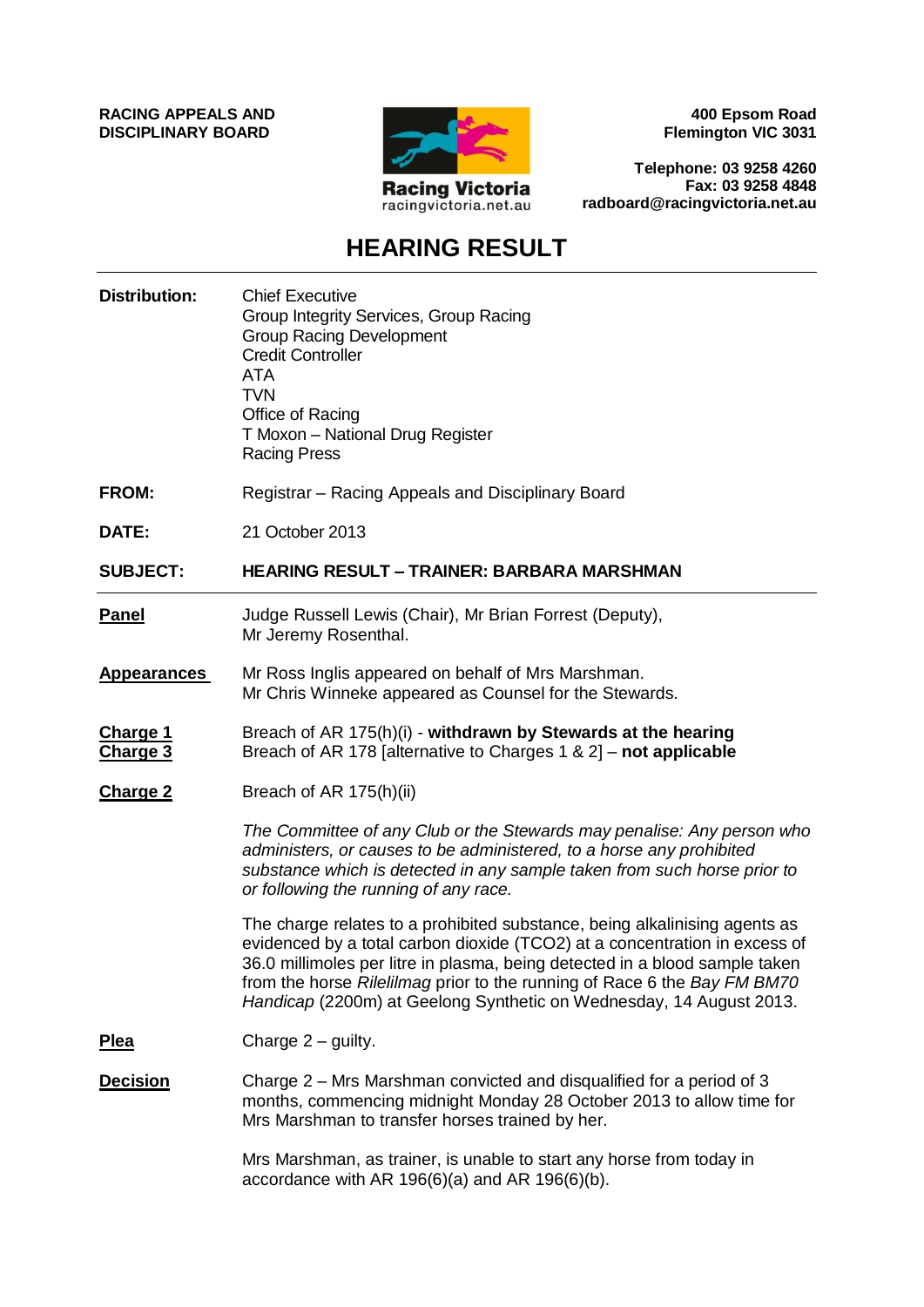**RACING APPEALS AND DISCIPLINARY BOARD**

Racing Victoria
racingvictoria.net.au

**400 Epsom Road**
**Flemington VIC 3031**

**Telephone: 03 9258 4260**
**Fax: 03 9258 4848**
**radboard@racingvictoria.net.au**

# HEARING RESULT

**Distribution:** Chief Executive
Group Integrity Services, Group Racing
Group Racing Development
Credit Controller
ATA
TVN
Office of Racing
T Moxon – National Drug Register
Racing Press

**FROM:** Registrar – Racing Appeals and Disciplinary Board

**DATE:** 21 October 2013

**SUBJECT:** **HEARING RESULT – TRAINER: BARBARA MARSHMAN**

**Panel**

Judge Russell Lewis (Chair), Mr Brian Forrest (Deputy), Mr Jeremy Rosenthal.

**Appearances**

Mr Ross Inglis appeared on behalf of Mrs Marshman.
Mr Chris Winneke appeared as Counsel for the Stewards.

**Charge 1**

Breach of AR 175(h)(i) - **withdrawn by Stewards at the hearing**

**Charge 3**

Breach of AR 178 [alternative to Charges 1 & 2] – **not applicable**

**Charge 2**

Breach of AR 175(h)(ii)

*The Committee of any Club or the Stewards may penalise: Any person who administers, or causes to be administered, to a horse any prohibited substance which is detected in any sample taken from such horse prior to or following the running of any race.*

The charge relates to a prohibited substance, being alkalinising agents as evidenced by a total carbon dioxide (TCO2) at a concentration in excess of 36.0 millimoles per litre in plasma, being detected in a blood sample taken from the horse *Rilelilmag* prior to the running of Race 6 the *Bay FM BM70 Handicap* (2200m) at Geelong Synthetic on Wednesday, 14 August 2013.

**Plea**

Charge 2 – guilty.

**Decision**

Charge 2 – Mrs Marshman convicted and disqualified for a period of 3 months, commencing midnight Monday 28 October 2013 to allow time for Mrs Marshman to transfer horses trained by her.

Mrs Marshman, as trainer, is unable to start any horse from today in accordance with AR 196(6)(a) and AR 196(6)(b).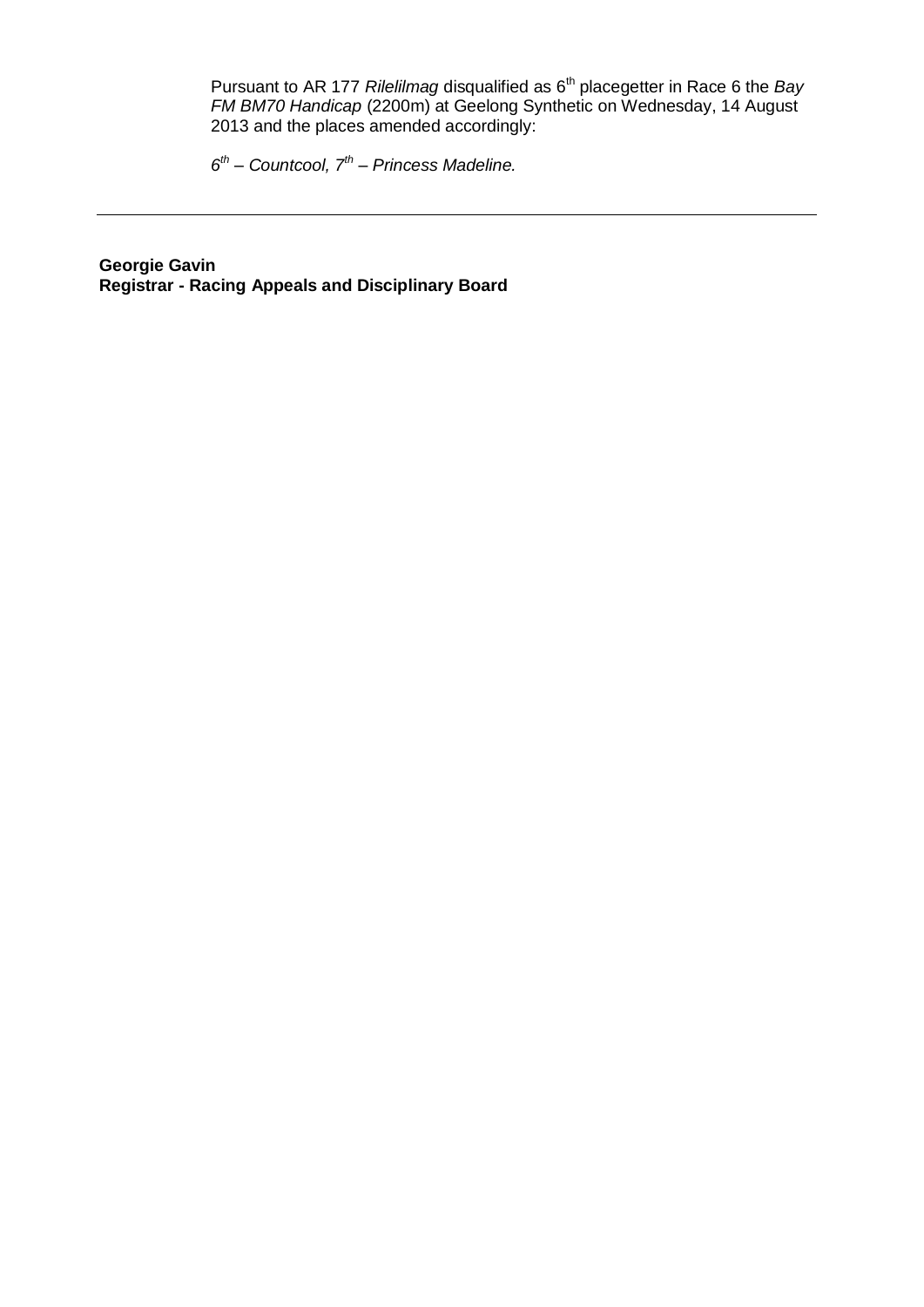Pursuant to AR 177 *Rilelilmag* disqualified as 6th placegetter in Race 6 the *Bay FM BM70 Handicap* (2200m) at Geelong Synthetic on Wednesday, 14 August 2013 and the places amended accordingly:

*6th – Countcool, 7th – Princess Madeline.*

---

**Georgie Gavin**
**Registrar - Racing Appeals and Disciplinary Board**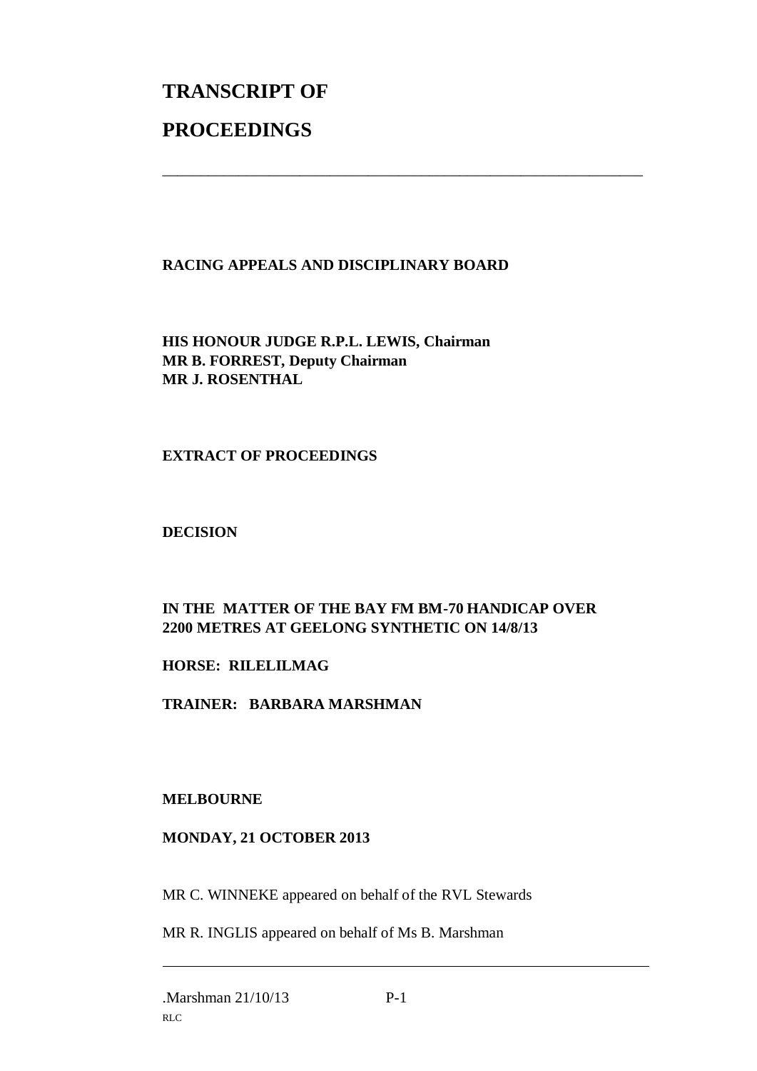# TRANSCRIPT OF

# PROCEEDINGS

---

**RACING APPEALS AND DISCIPLINARY BOARD**

**HIS HONOUR JUDGE R.P.L. LEWIS, Chairman**
**MR B. FORREST, Deputy Chairman**
**MR J. ROSENTHAL**

**EXTRACT OF PROCEEDINGS**

**DECISION**

**IN THE MATTER OF THE BAY FM BM-70 HANDICAP OVER 2200 METRES AT GEELONG SYNTHETIC ON 14/8/13**

**HORSE: RILELILMAG**

**TRAINER: BARBARA MARSHMAN**

**MELBOURNE**

**MONDAY, 21 OCTOBER 2013**

MR C. WINNEKE appeared on behalf of the RVL Stewards

MR R. INGLIS appeared on behalf of Ms B. Marshman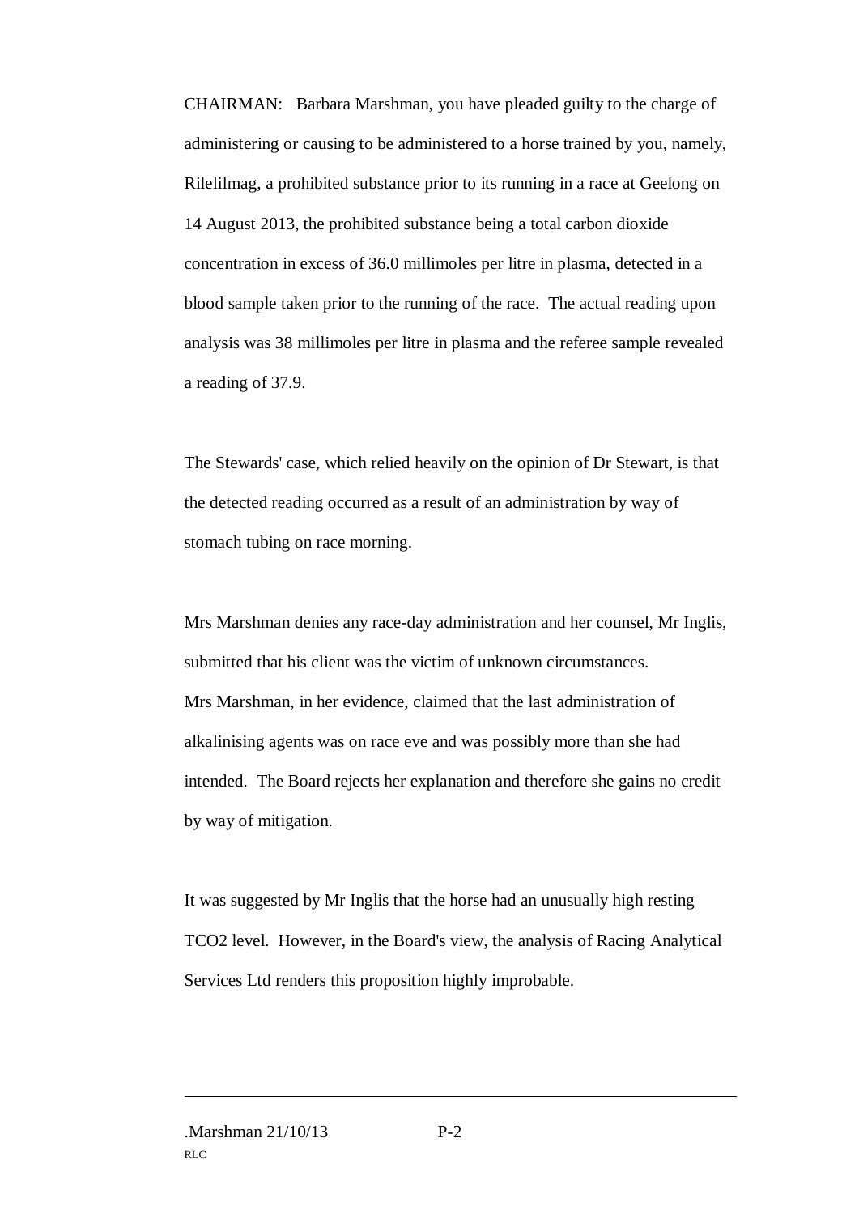CHAIRMAN: Barbara Marshman, you have pleaded guilty to the charge of administering or causing to be administered to a horse trained by you, namely, Rilelilmag, a prohibited substance prior to its running in a race at Geelong on 14 August 2013, the prohibited substance being a total carbon dioxide concentration in excess of 36.0 millimoles per litre in plasma, detected in a blood sample taken prior to the running of the race. The actual reading upon analysis was 38 millimoles per litre in plasma and the referee sample revealed a reading of 37.9.

The Stewards' case, which relied heavily on the opinion of Dr Stewart, is that the detected reading occurred as a result of an administration by way of stomach tubing on race morning.

Mrs Marshman denies any race-day administration and her counsel, Mr Inglis, submitted that his client was the victim of unknown circumstances. Mrs Marshman, in her evidence, claimed that the last administration of alkalinising agents was on race eve and was possibly more than she had intended. The Board rejects her explanation and therefore she gains no credit by way of mitigation.

It was suggested by Mr Inglis that the horse had an unusually high resting $TCO_2$ level. However, in the Board's view, the analysis of Racing Analytical Services Ltd renders this proposition highly improbable.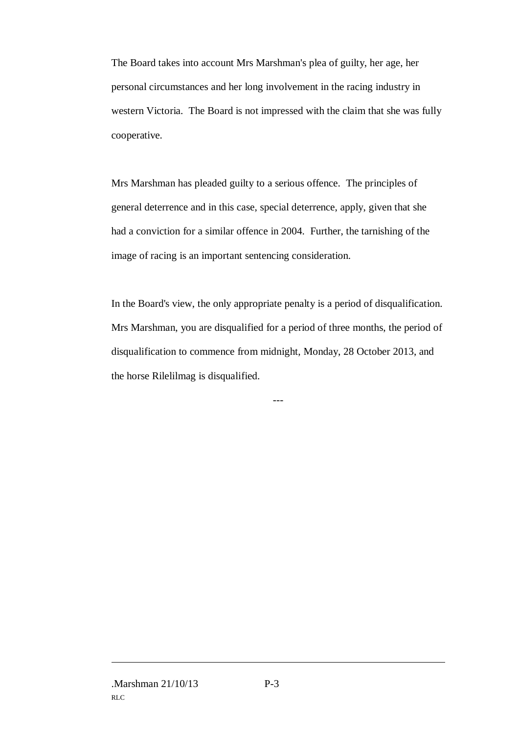The Board takes into account Mrs Marshman's plea of guilty, her age, her personal circumstances and her long involvement in the racing industry in western Victoria. The Board is not impressed with the claim that she was fully cooperative.

Mrs Marshman has pleaded guilty to a serious offence. The principles of general deterrence and in this case, special deterrence, apply, given that she had a conviction for a similar offence in 2004. Further, the tarnishing of the image of racing is an important sentencing consideration.

In the Board's view, the only appropriate penalty is a period of disqualification. Mrs Marshman, you are disqualified for a period of three months, the period of disqualification to commence from midnight, Monday, 28 October 2013, and the horse Rilelilmag is disqualified.

---